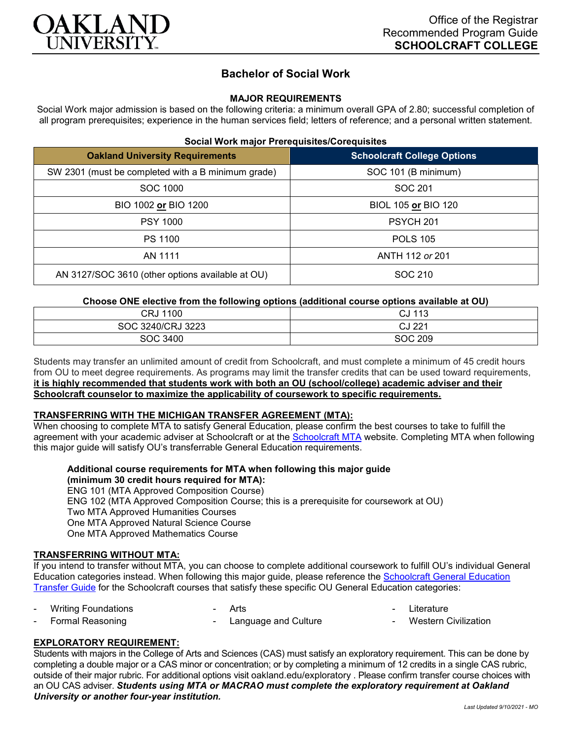# OAKLAND UNIVERSITY

Office of the Registrar
Recommended Program Guide
**SCHOOLCRAFT COLLEGE**

## Bachelor of Social Work

### MAJOR REQUIREMENTS

Social Work major admission is based on the following criteria: a minimum overall GPA of 2.80; successful completion of all program prerequisites; experience in the human services field; letters of reference; and a personal written statement.

**Social Work major Prerequisites/Corequisites**

| Oakland University Requirements | Schoolcraft College Options |
|---|---|
| SW 2301 (must be completed with a B minimum grade) | SOC 101 (B minimum) |
| SOC 1000 | SOC 201 |
| BIO 1002 **or** BIO 1200 | BIOL 105 **or** BIO 120 |
| PSY 1000 | PSYCH 201 |
| PS 1100 | POLS 105 |
| AN 1111 | ANTH 112 *or* 201 |
| AN 3127/SOC 3610 (other options available at OU) | SOC 210 |

**Choose ONE elective from the following options (additional course options available at OU)**

| | |
|---|---|
| CRJ 1100 | CJ 113 |
| SOC 3240/CRJ 3223 | CJ 221 |
| SOC 3400 | SOC 209 |

Students may transfer an unlimited amount of credit from Schoolcraft, and must complete a minimum of 45 credit hours from OU to meet degree requirements. As programs may limit the transfer credits that can be used toward requirements, **it is highly recommended that students work with both an OU (school/college) academic adviser and their Schoolcraft counselor to maximize the applicability of coursework to specific requirements.**

### TRANSFERRING WITH THE MICHIGAN TRANSFER AGREEMENT (MTA):

When choosing to complete MTA to satisfy General Education, please confirm the best courses to take to fulfill the agreement with your academic adviser at Schoolcraft or at the Schoolcraft MTA website. Completing MTA when following this major guide will satisfy OU's transferrable General Education requirements.

**Additional course requirements for MTA when following this major guide (minimum 30 credit hours required for MTA):**
ENG 101 (MTA Approved Composition Course)
ENG 102 (MTA Approved Composition Course; this is a prerequisite for coursework at OU)
Two MTA Approved Humanities Courses
One MTA Approved Natural Science Course
One MTA Approved Mathematics Course

### TRANSFERRING WITHOUT MTA:

If you intend to transfer without MTA, you can choose to complete additional coursework to fulfill OU's individual General Education categories instead. When following this major guide, please reference the Schoolcraft General Education Transfer Guide for the Schoolcraft courses that satisfy these specific OU General Education categories:

- Writing Foundations
- Formal Reasoning
- Arts
- Language and Culture
- Literature
- Western Civilization

### EXPLORATORY REQUIREMENT:

Students with majors in the College of Arts and Sciences (CAS) must satisfy an exploratory requirement. This can be done by completing a double major or a CAS minor or concentration; or by completing a minimum of 12 credits in a single CAS rubric, outside of their major rubric. For additional options visit oakland.edu/exploratory . Please confirm transfer course choices with an OU CAS adviser. ***Students using MTA or MACRAO must complete the exploratory requirement at Oakland University or another four-year institution.***

*Last Updated 9/10/2021 - MO*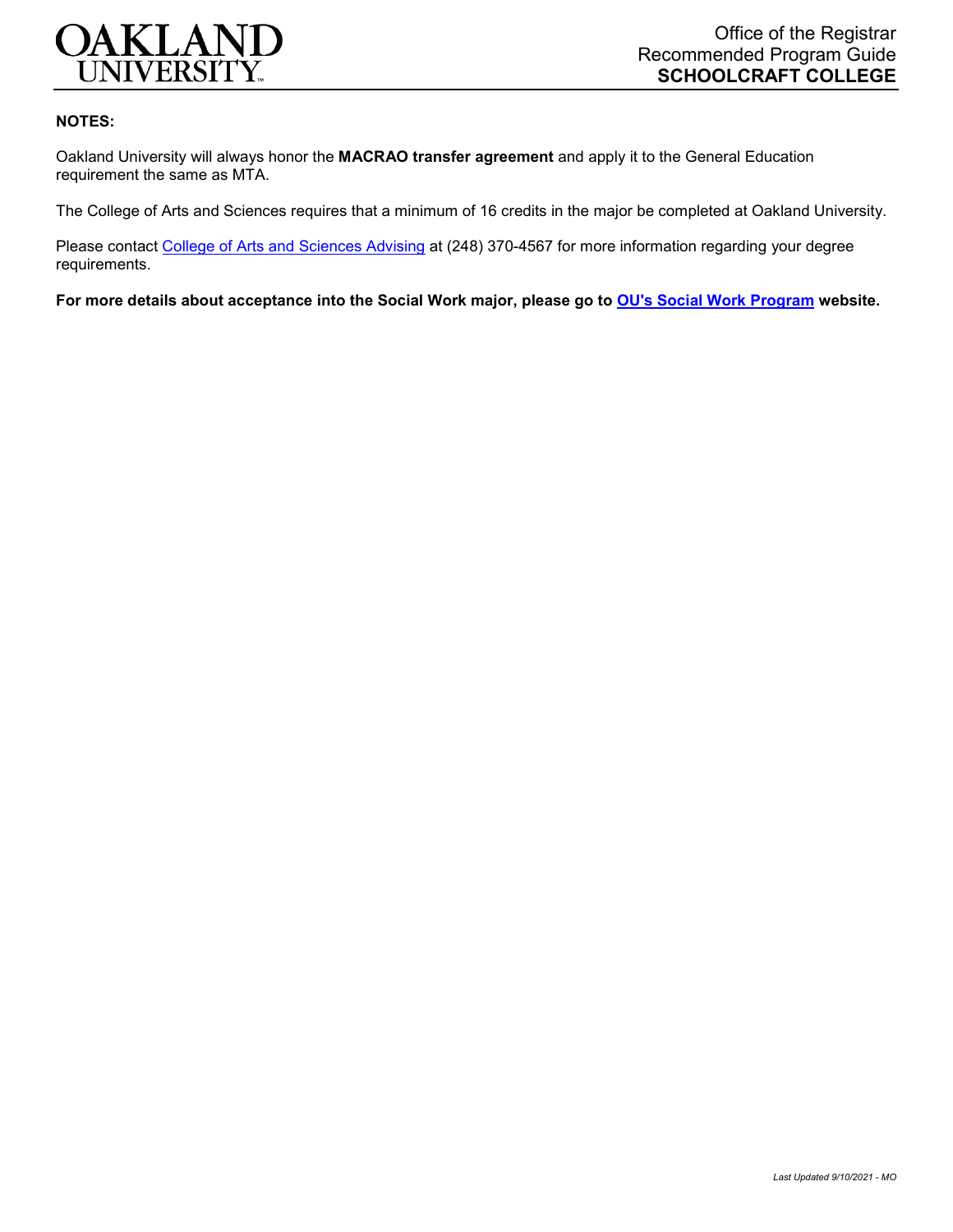**NOTES:**

Oakland University will always honor the **MACRAO transfer agreement** and apply it to the General Education requirement the same as MTA.

The College of Arts and Sciences requires that a minimum of 16 credits in the major be completed at Oakland University.

Please contact College of Arts and Sciences Advising at (248) 370-4567 for more information regarding your degree requirements.

**For more details about acceptance into the Social Work major, please go to OU's Social Work Program website.**

*Last Updated 9/10/2021 - MO*